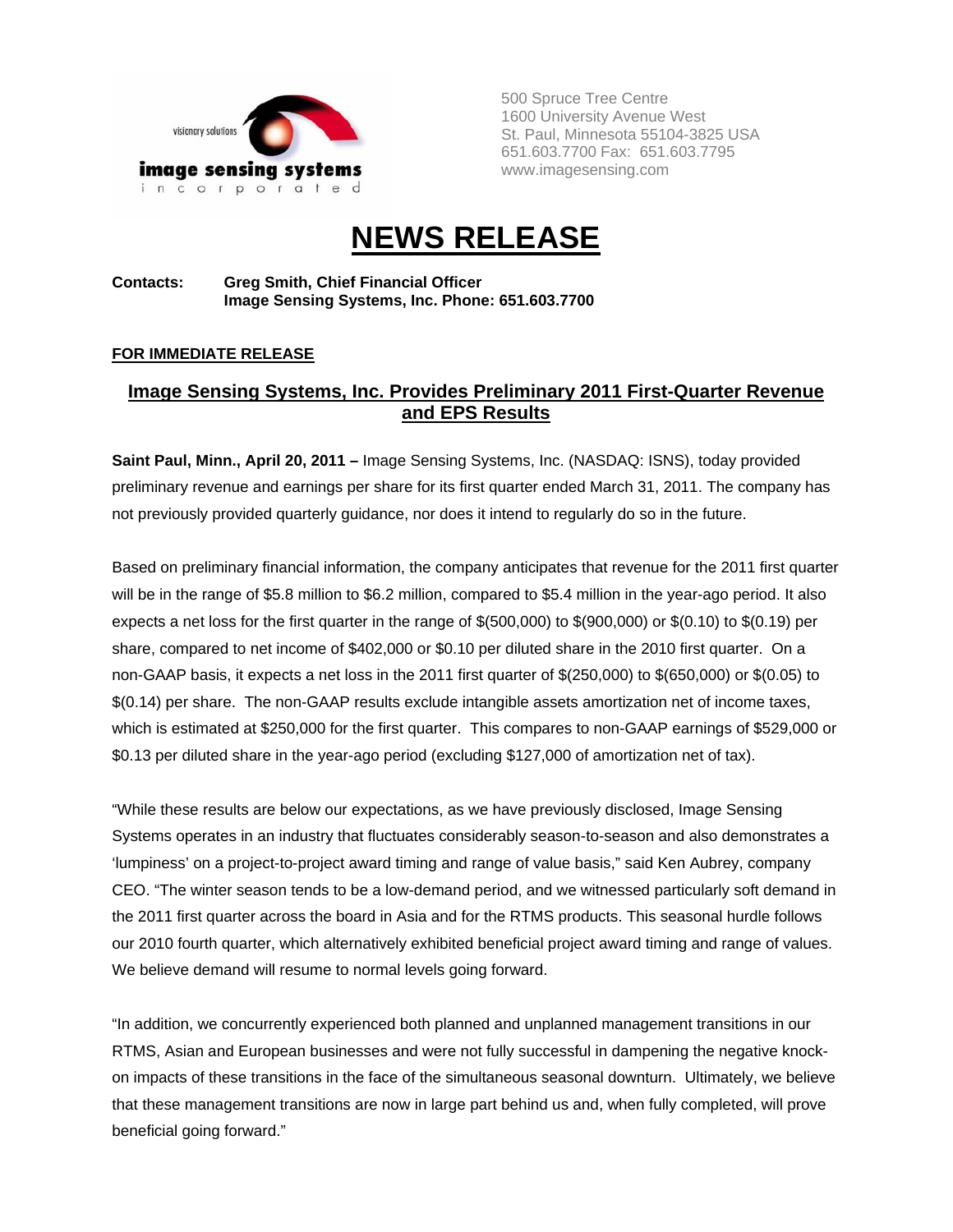visionary solutions

**image sensing systems**
incorporated

500 Spruce Tree Centre
1600 University Avenue West
St. Paul, Minnesota 55104-3825 USA
651.603.7700 Fax: 651.603.7795
www.imagesensing.com

# NEWS RELEASE

**Contacts:** **Greg Smith, Chief Financial Officer**
**Image Sensing Systems, Inc. Phone: 651.603.7700**

**FOR IMMEDIATE RELEASE**

## Image Sensing Systems, Inc. Provides Preliminary 2011 First-Quarter Revenue and EPS Results

**Saint Paul, Minn., April 20, 2011 –** Image Sensing Systems, Inc. (NASDAQ: ISNS), today provided preliminary revenue and earnings per share for its first quarter ended March 31, 2011. The company has not previously provided quarterly guidance, nor does it intend to regularly do so in the future.

Based on preliminary financial information, the company anticipates that revenue for the 2011 first quarter will be in the range of $5.8 million to $6.2 million, compared to $5.4 million in the year-ago period. It also expects a net loss for the first quarter in the range of $(500,000) to $(900,000) or $(0.10) to $(0.19) per share, compared to net income of $402,000 or $0.10 per diluted share in the 2010 first quarter. On a non-GAAP basis, it expects a net loss in the 2011 first quarter of $(250,000) to $(650,000) or $(0.05) to $(0.14) per share. The non-GAAP results exclude intangible assets amortization net of income taxes, which is estimated at $250,000 for the first quarter. This compares to non-GAAP earnings of $529,000 or $0.13 per diluted share in the year-ago period (excluding $127,000 of amortization net of tax).

"While these results are below our expectations, as we have previously disclosed, Image Sensing Systems operates in an industry that fluctuates considerably season-to-season and also demonstrates a 'lumpiness' on a project-to-project award timing and range of value basis," said Ken Aubrey, company CEO. "The winter season tends to be a low-demand period, and we witnessed particularly soft demand in the 2011 first quarter across the board in Asia and for the RTMS products. This seasonal hurdle follows our 2010 fourth quarter, which alternatively exhibited beneficial project award timing and range of values. We believe demand will resume to normal levels going forward.

"In addition, we concurrently experienced both planned and unplanned management transitions in our RTMS, Asian and European businesses and were not fully successful in dampening the negative knock-on impacts of these transitions in the face of the simultaneous seasonal downturn. Ultimately, we believe that these management transitions are now in large part behind us and, when fully completed, will prove beneficial going forward."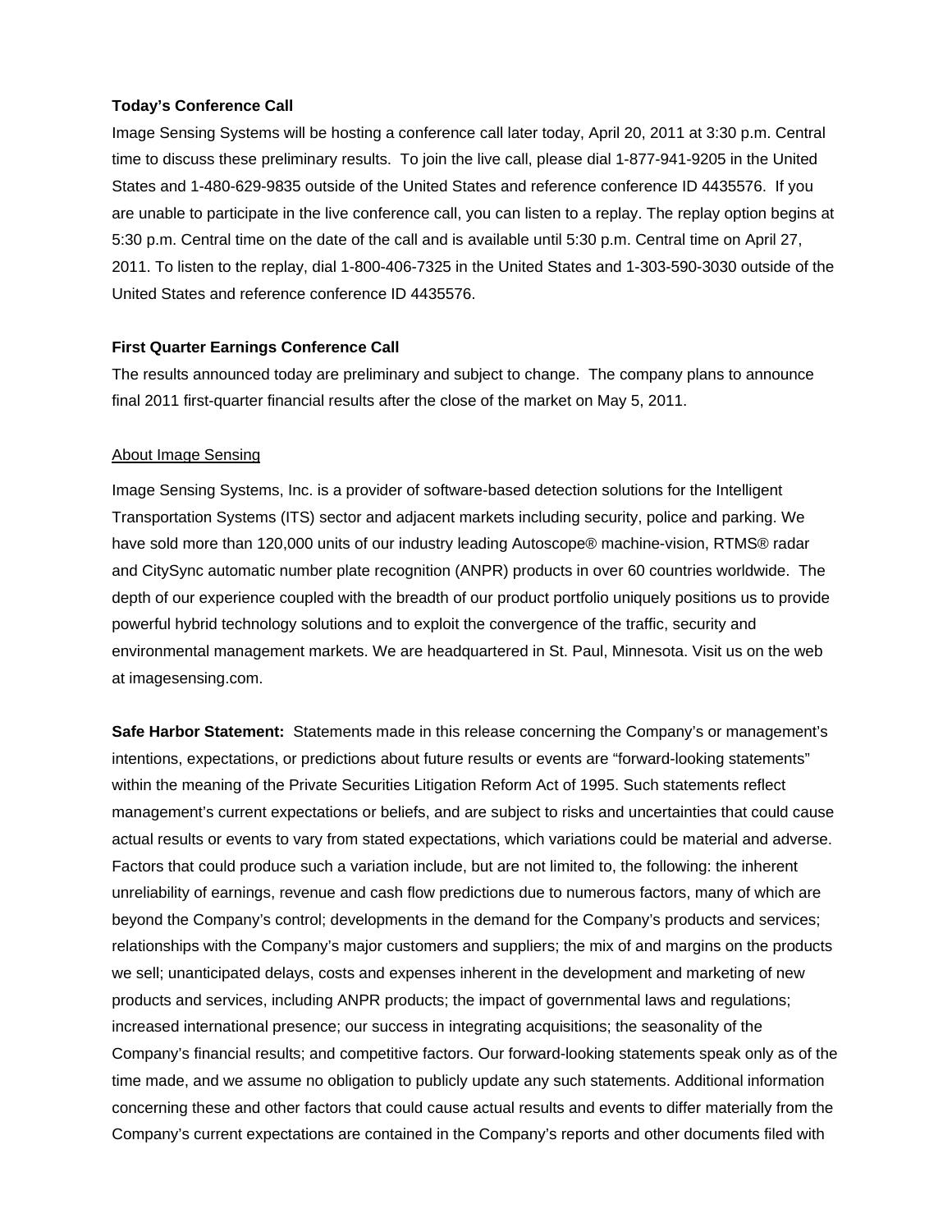**Today's Conference Call**

Image Sensing Systems will be hosting a conference call later today, April 20, 2011 at 3:30 p.m. Central time to discuss these preliminary results. To join the live call, please dial 1-877-941-9205 in the United States and 1-480-629-9835 outside of the United States and reference conference ID 4435576. If you are unable to participate in the live conference call, you can listen to a replay. The replay option begins at 5:30 p.m. Central time on the date of the call and is available until 5:30 p.m. Central time on April 27, 2011. To listen to the replay, dial 1-800-406-7325 in the United States and 1-303-590-3030 outside of the United States and reference conference ID 4435576.

**First Quarter Earnings Conference Call**

The results announced today are preliminary and subject to change. The company plans to announce final 2011 first-quarter financial results after the close of the market on May 5, 2011.

<u>About Image Sensing</u>

Image Sensing Systems, Inc. is a provider of software-based detection solutions for the Intelligent Transportation Systems (ITS) sector and adjacent markets including security, police and parking. We have sold more than 120,000 units of our industry leading Autoscope® machine-vision, RTMS® radar and CitySync automatic number plate recognition (ANPR) products in over 60 countries worldwide. The depth of our experience coupled with the breadth of our product portfolio uniquely positions us to provide powerful hybrid technology solutions and to exploit the convergence of the traffic, security and environmental management markets. We are headquartered in St. Paul, Minnesota. Visit us on the web at imagesensing.com.

**Safe Harbor Statement:** Statements made in this release concerning the Company's or management's intentions, expectations, or predictions about future results or events are "forward-looking statements" within the meaning of the Private Securities Litigation Reform Act of 1995. Such statements reflect management's current expectations or beliefs, and are subject to risks and uncertainties that could cause actual results or events to vary from stated expectations, which variations could be material and adverse. Factors that could produce such a variation include, but are not limited to, the following: the inherent unreliability of earnings, revenue and cash flow predictions due to numerous factors, many of which are beyond the Company's control; developments in the demand for the Company's products and services; relationships with the Company's major customers and suppliers; the mix of and margins on the products we sell; unanticipated delays, costs and expenses inherent in the development and marketing of new products and services, including ANPR products; the impact of governmental laws and regulations; increased international presence; our success in integrating acquisitions; the seasonality of the Company's financial results; and competitive factors. Our forward-looking statements speak only as of the time made, and we assume no obligation to publicly update any such statements. Additional information concerning these and other factors that could cause actual results and events to differ materially from the Company's current expectations are contained in the Company's reports and other documents filed with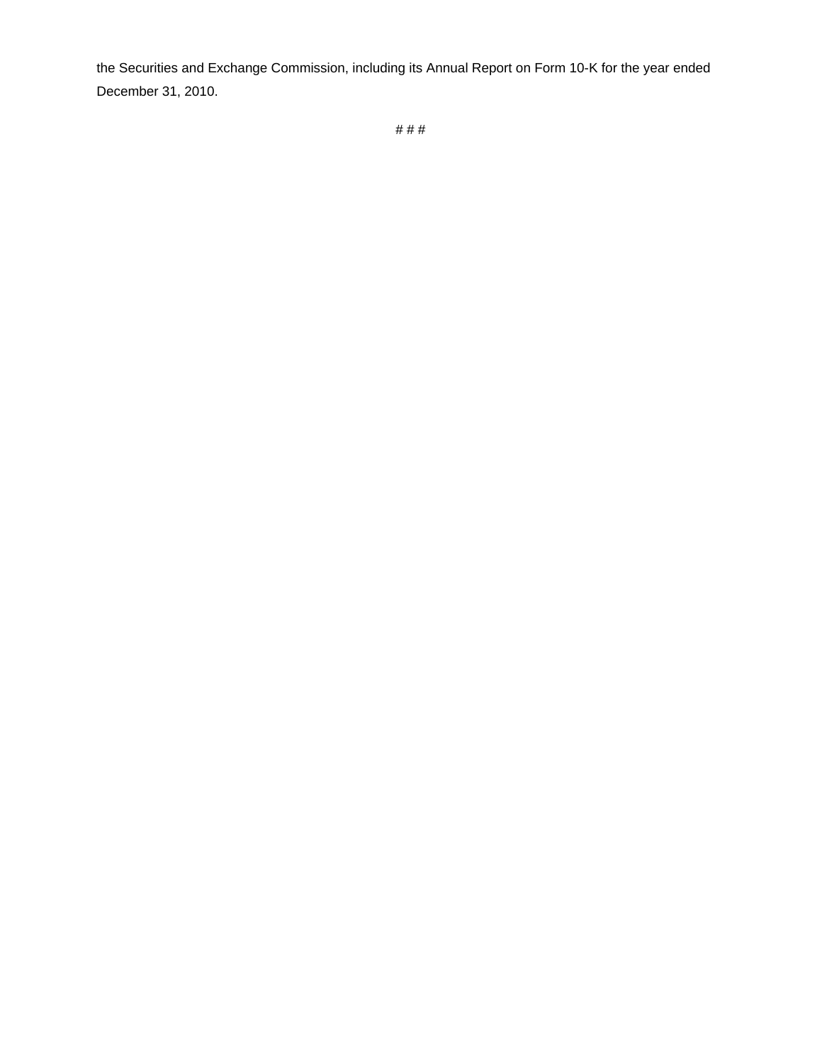the Securities and Exchange Commission, including its Annual Report on Form 10-K for the year ended December 31, 2010.

# # #